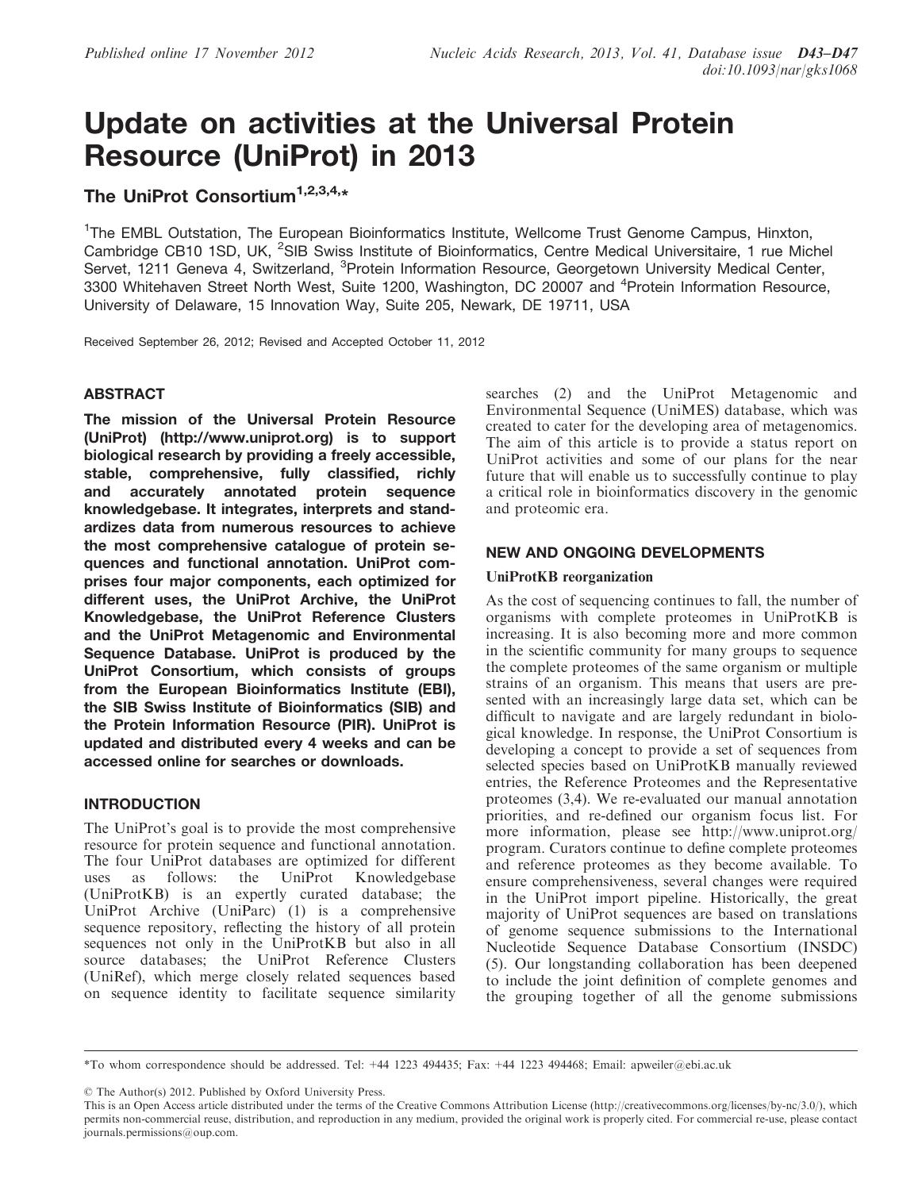# Update on activities at the Universal Protein Resource (UniProt) in 2013

**The UniProt Consortium[1,2,3,4,*]**

[1]The EMBL Outstation, The European Bioinformatics Institute, Wellcome Trust Genome Campus, Hinxton, Cambridge CB10 1SD, UK, [2]SIB Swiss Institute of Bioinformatics, Centre Medical Universitaire, 1 rue Michel Servet, 1211 Geneva 4, Switzerland, [3]Protein Information Resource, Georgetown University Medical Center, 3300 Whitehaven Street North West, Suite 1200, Washington, DC 20007 and [4]Protein Information Resource, University of Delaware, 15 Innovation Way, Suite 205, Newark, DE 19711, USA

Received September 26, 2012; Revised and Accepted October 11, 2012

## ABSTRACT

**The mission of the Universal Protein Resource (UniProt) (http://www.uniprot.org) is to support biological research by providing a freely accessible, stable, comprehensive, fully classified, richly and accurately annotated protein sequence knowledgebase. It integrates, interprets and standardizes data from numerous resources to achieve the most comprehensive catalogue of protein sequences and functional annotation. UniProt comprises four major components, each optimized for different uses, the UniProt Archive, the UniProt Knowledgebase, the UniProt Reference Clusters and the UniProt Metagenomic and Environmental Sequence Database. UniProt is produced by the UniProt Consortium, which consists of groups from the European Bioinformatics Institute (EBI), the SIB Swiss Institute of Bioinformatics (SIB) and the Protein Information Resource (PIR). UniProt is updated and distributed every 4 weeks and can be accessed online for searches or downloads.**

## INTRODUCTION

The UniProt's goal is to provide the most comprehensive resource for protein sequence and functional annotation. The four UniProt databases are optimized for different uses as follows: the UniProt Knowledgebase (UniProtKB) is an expertly curated database; the UniProt Archive (UniParc) (1) is a comprehensive sequence repository, reflecting the history of all protein sequences not only in the UniProtKB but also in all source databases; the UniProt Reference Clusters (UniRef), which merge closely related sequences based on sequence identity to facilitate sequence similarity searches (2) and the UniProt Metagenomic and Environmental Sequence (UniMES) database, which was created to cater for the developing area of metagenomics. The aim of this article is to provide a status report on UniProt activities and some of our plans for the near future that will enable us to successfully continue to play a critical role in bioinformatics discovery in the genomic and proteomic era.

## NEW AND ONGOING DEVELOPMENTS

### UniProtKB reorganization

As the cost of sequencing continues to fall, the number of organisms with complete proteomes in UniProtKB is increasing. It is also becoming more and more common in the scientific community for many groups to sequence the complete proteomes of the same organism or multiple strains of an organism. This means that users are presented with an increasingly large data set, which can be difficult to navigate and are largely redundant in biological knowledge. In response, the UniProt Consortium is developing a concept to provide a set of sequences from selected species based on UniProtKB manually reviewed entries, the Reference Proteomes and the Representative proteomes (3,4). We re-evaluated our manual annotation priorities, and re-defined our organism focus list. For more information, please see http://www.uniprot.org/program. Curators continue to define complete proteomes and reference proteomes as they become available. To ensure comprehensiveness, several changes were required in the UniProt import pipeline. Historically, the great majority of UniProt sequences are based on translations of genome sequence submissions to the International Nucleotide Sequence Database Consortium (INSDC) (5). Our longstanding collaboration has been deepened to include the joint definition of complete genomes and the grouping together of all the genome submissions

---

*To whom correspondence should be addressed. Tel: +44 1223 494435; Fax: +44 1223 494468; Email: apweiler@ebi.ac.uk

© The Author(s) 2012. Published by Oxford University Press.

This is an Open Access article distributed under the terms of the Creative Commons Attribution License (http://creativecommons.org/licenses/by-nc/3.0/), which permits non-commercial reuse, distribution, and reproduction in any medium, provided the original work is properly cited. For commercial re-use, please contact journals.permissions@oup.com.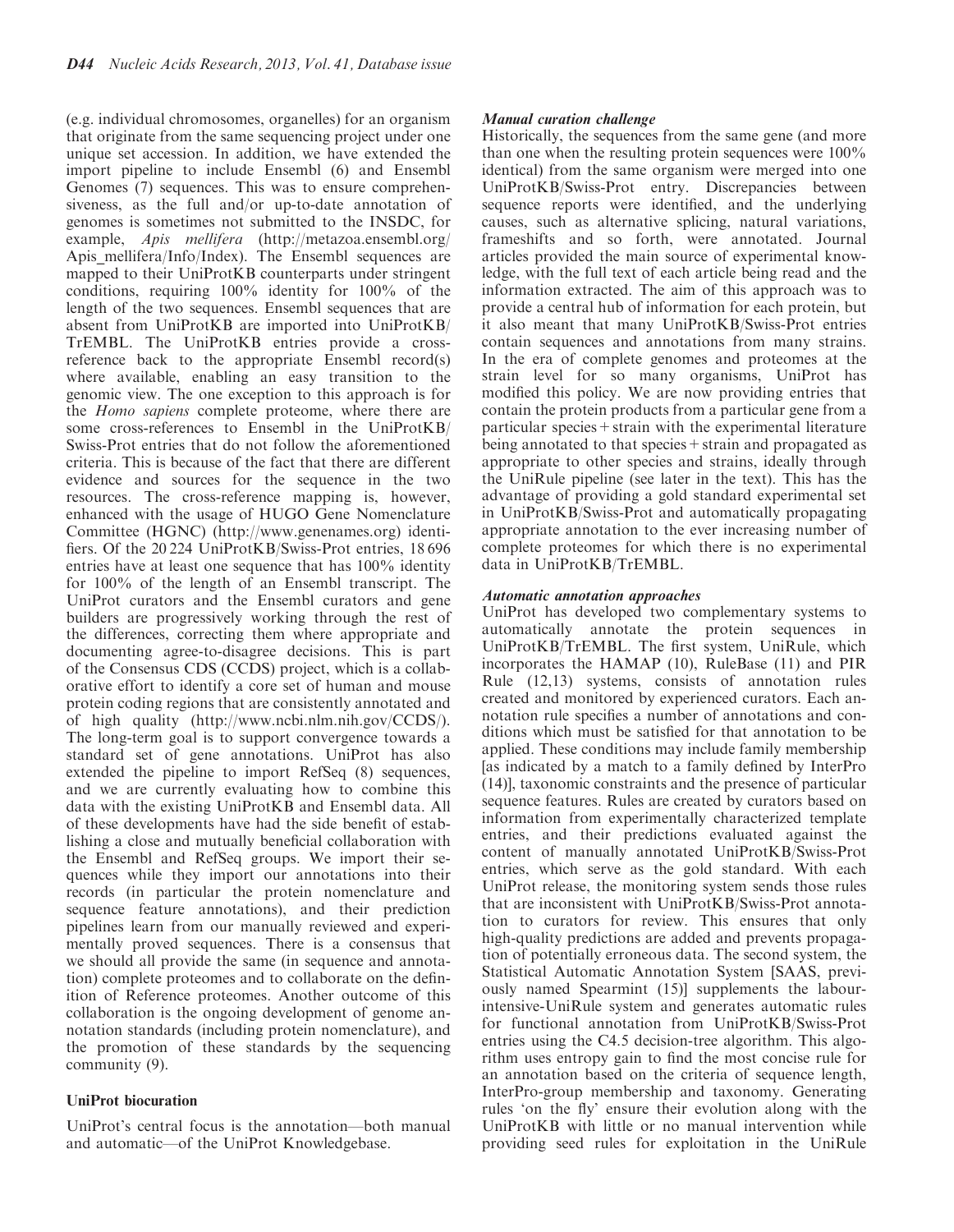(e.g. individual chromosomes, organelles) for an organism that originate from the same sequencing project under one unique set accession. In addition, we have extended the import pipeline to include Ensembl (6) and Ensembl Genomes (7) sequences. This was to ensure comprehensiveness, as the full and/or up-to-date annotation of genomes is sometimes not submitted to the INSDC, for example, *Apis mellifera* (http://metazoa.ensembl.org/Apis_mellifera/Info/Index). The Ensembl sequences are mapped to their UniProtKB counterparts under stringent conditions, requiring 100% identity for 100% of the length of the two sequences. Ensembl sequences that are absent from UniProtKB are imported into UniProtKB/TrEMBL. The UniProtKB entries provide a cross-reference back to the appropriate Ensembl record(s) where available, enabling an easy transition to the genomic view. The one exception to this approach is for the *Homo sapiens* complete proteome, where there are some cross-references to Ensembl in the UniProtKB/Swiss-Prot entries that do not follow the aforementioned criteria. This is because of the fact that there are different evidence and sources for the sequence in the two resources. The cross-reference mapping is, however, enhanced with the usage of HUGO Gene Nomenclature Committee (HGNC) (http://www.genenames.org) identifiers. Of the 20 224 UniProtKB/Swiss-Prot entries, 18 696 entries have at least one sequence that has 100% identity for 100% of the length of an Ensembl transcript. The UniProt curators and the Ensembl curators and gene builders are progressively working through the rest of the differences, correcting them where appropriate and documenting agree-to-disagree decisions. This is part of the Consensus CDS (CCDS) project, which is a collaborative effort to identify a core set of human and mouse protein coding regions that are consistently annotated and of high quality (http://www.ncbi.nlm.nih.gov/CCDS/). The long-term goal is to support convergence towards a standard set of gene annotations. UniProt has also extended the pipeline to import RefSeq (8) sequences, and we are currently evaluating how to combine this data with the existing UniProtKB and Ensembl data. All of these developments have had the side benefit of establishing a close and mutually beneficial collaboration with the Ensembl and RefSeq groups. We import their sequences while they import our annotations into their records (in particular the protein nomenclature and sequence feature annotations), and their prediction pipelines learn from our manually reviewed and experimentally proved sequences. There is a consensus that we should all provide the same (in sequence and annotation) complete proteomes and to collaborate on the definition of Reference proteomes. Another outcome of this collaboration is the ongoing development of genome annotation standards (including protein nomenclature), and the promotion of these standards by the sequencing community (9).

## UniProt biocuration

UniProt's central focus is the annotation—both manual and automatic—of the UniProt Knowledgebase.

### *Manual curation challenge*

Historically, the sequences from the same gene (and more than one when the resulting protein sequences were 100% identical) from the same organism were merged into one UniProtKB/Swiss-Prot entry. Discrepancies between sequence reports were identified, and the underlying causes, such as alternative splicing, natural variations, frameshifts and so forth, were annotated. Journal articles provided the main source of experimental knowledge, with the full text of each article being read and the information extracted. The aim of this approach was to provide a central hub of information for each protein, but it also meant that many UniProtKB/Swiss-Prot entries contain sequences and annotations from many strains. In the era of complete genomes and proteomes at the strain level for so many organisms, UniProt has modified this policy. We are now providing entries that contain the protein products from a particular gene from a particular species + strain with the experimental literature being annotated to that species + strain and propagated as appropriate to other species and strains, ideally through the UniRule pipeline (see later in the text). This has the advantage of providing a gold standard experimental set in UniProtKB/Swiss-Prot and automatically propagating appropriate annotation to the ever increasing number of complete proteomes for which there is no experimental data in UniProtKB/TrEMBL.

### *Automatic annotation approaches*

UniProt has developed two complementary systems to automatically annotate the protein sequences in UniProtKB/TrEMBL. The first system, UniRule, which incorporates the HAMAP (10), RuleBase (11) and PIR Rule (12,13) systems, consists of annotation rules created and monitored by experienced curators. Each annotation rule specifies a number of annotations and conditions which must be satisfied for that annotation to be applied. These conditions may include family membership [as indicated by a match to a family defined by InterPro (14)], taxonomic constraints and the presence of particular sequence features. Rules are created by curators based on information from experimentally characterized template entries, and their predictions evaluated against the content of manually annotated UniProtKB/Swiss-Prot entries, which serve as the gold standard. With each UniProt release, the monitoring system sends those rules that are inconsistent with UniProtKB/Swiss-Prot annotation to curators for review. This ensures that only high-quality predictions are added and prevents propagation of potentially erroneous data. The second system, the Statistical Automatic Annotation System [SAAS, previously named Spearmint (15)] supplements the labour-intensive-UniRule system and generates automatic rules for functional annotation from UniProtKB/Swiss-Prot entries using the C4.5 decision-tree algorithm. This algorithm uses entropy gain to find the most concise rule for an annotation based on the criteria of sequence length, InterPro-group membership and taxonomy. Generating rules 'on the fly' ensure their evolution along with the UniProtKB with little or no manual intervention while providing seed rules for exploitation in the UniRule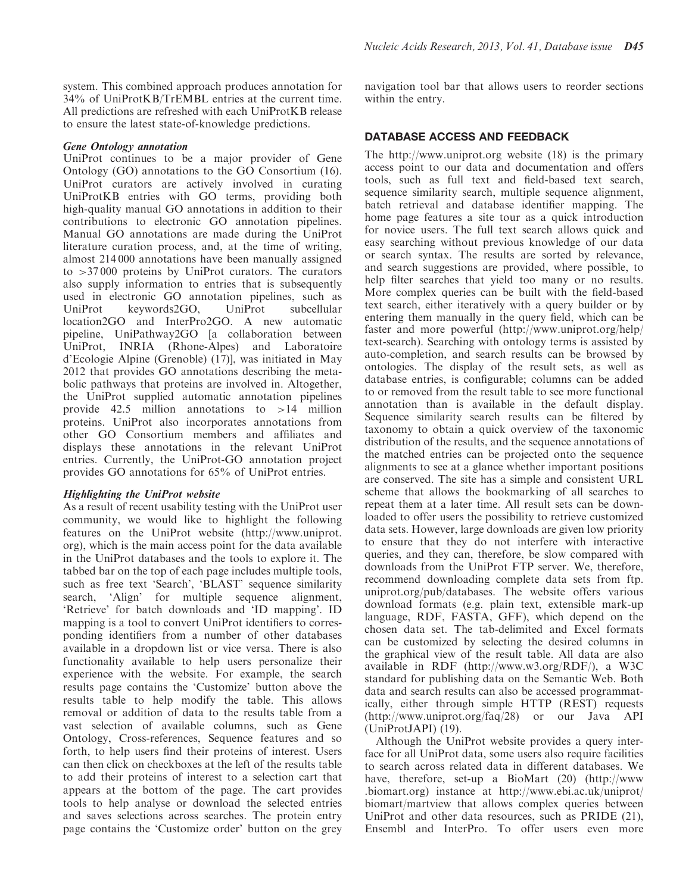system. This combined approach produces annotation for 34% of UniProtKB/TrEMBL entries at the current time. All predictions are refreshed with each UniProtKB release to ensure the latest state-of-knowledge predictions.

### *Gene Ontology annotation*

UniProt continues to be a major provider of Gene Ontology (GO) annotations to the GO Consortium (16). UniProt curators are actively involved in curating UniProtKB entries with GO terms, providing both high-quality manual GO annotations in addition to their contributions to electronic GO annotation pipelines. Manual GO annotations are made during the UniProt literature curation process, and, at the time of writing, almost 214 000 annotations have been manually assigned to >37 000 proteins by UniProt curators. The curators also supply information to entries that is subsequently used in electronic GO annotation pipelines, such as UniProt keywords2GO, UniProt subcellular location2GO and InterPro2GO. A new automatic pipeline, UniPathway2GO [a collaboration between UniProt, INRIA (Rhone-Alpes) and Laboratoire d'Ecologie Alpine (Grenoble) (17)], was initiated in May 2012 that provides GO annotations describing the metabolic pathways that proteins are involved in. Altogether, the UniProt supplied automatic annotation pipelines provide 42.5 million annotations to >14 million proteins. UniProt also incorporates annotations from other GO Consortium members and affiliates and displays these annotations in the relevant UniProt entries. Currently, the UniProt-GO annotation project provides GO annotations for 65% of UniProt entries.

### *Highlighting the UniProt website*

As a result of recent usability testing with the UniProt user community, we would like to highlight the following features on the UniProt website (http://www.uniprot.org), which is the main access point for the data available in the UniProt databases and the tools to explore it. The tabbed bar on the top of each page includes multiple tools, such as free text 'Search', 'BLAST' sequence similarity search, 'Align' for multiple sequence alignment, 'Retrieve' for batch downloads and 'ID mapping'. ID mapping is a tool to convert UniProt identifiers to corresponding identifiers from a number of other databases available in a dropdown list or vice versa. There is also functionality available to help users personalize their experience with the website. For example, the search results page contains the 'Customize' button above the results table to help modify the table. This allows removal or addition of data to the results table from a vast selection of available columns, such as Gene Ontology, Cross-references, Sequence features and so forth, to help users find their proteins of interest. Users can then click on checkboxes at the left of the results table to add their proteins of interest to a selection cart that appears at the bottom of the page. The cart provides tools to help analyse or download the selected entries and saves selections across searches. The protein entry page contains the 'Customize order' button on the grey navigation tool bar that allows users to reorder sections within the entry.

## DATABASE ACCESS AND FEEDBACK

The http://www.uniprot.org website (18) is the primary access point to our data and documentation and offers tools, such as full text and field-based text search, sequence similarity search, multiple sequence alignment, batch retrieval and database identifier mapping. The home page features a site tour as a quick introduction for novice users. The full text search allows quick and easy searching without previous knowledge of our data or search syntax. The results are sorted by relevance, and search suggestions are provided, where possible, to help filter searches that yield too many or no results. More complex queries can be built with the field-based text search, either iteratively with a query builder or by entering them manually in the query field, which can be faster and more powerful (http://www.uniprot.org/help/text-search). Searching with ontology terms is assisted by auto-completion, and search results can be browsed by ontologies. The display of the result sets, as well as database entries, is configurable; columns can be added to or removed from the result table to see more functional annotation than is available in the default display. Sequence similarity search results can be filtered by taxonomy to obtain a quick overview of the taxonomic distribution of the results, and the sequence annotations of the matched entries can be projected onto the sequence alignments to see at a glance whether important positions are conserved. The site has a simple and consistent URL scheme that allows the bookmarking of all searches to repeat them at a later time. All result sets can be downloaded to offer users the possibility to retrieve customized data sets. However, large downloads are given low priority to ensure that they do not interfere with interactive queries, and they can, therefore, be slow compared with downloads from the UniProt FTP server. We, therefore, recommend downloading complete data sets from ftp.uniprot.org/pub/databases. The website offers various download formats (e.g. plain text, extensible mark-up language, RDF, FASTA, GFF), which depend on the chosen data set. The tab-delimited and Excel formats can be customized by selecting the desired columns in the graphical view of the result table. All data are also available in RDF (http://www.w3.org/RDF/), a W3C standard for publishing data on the Semantic Web. Both data and search results can also be accessed programmatically, either through simple HTTP (REST) requests (http://www.uniprot.org/faq/28) or our Java API (UniProtJAPI) (19).

Although the UniProt website provides a query interface for all UniProt data, some users also require facilities to search across related data in different databases. We have, therefore, set-up a BioMart (20) (http://www.biomart.org) instance at http://www.ebi.ac.uk/uniprot/biomart/martview that allows complex queries between UniProt and other data resources, such as PRIDE (21), Ensembl and InterPro. To offer users even more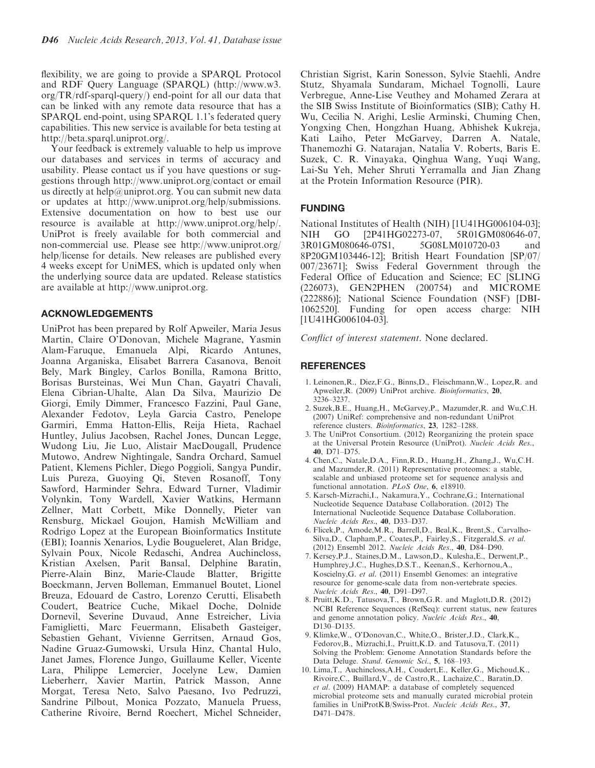flexibility, we are going to provide a SPARQL Protocol and RDF Query Language (SPARQL) (http://www.w3.org/TR/rdf-sparql-query/) end-point for all our data that can be linked with any remote data resource that has a SPARQL end-point, using SPARQL 1.1's federated query capabilities. This new service is available for beta testing at http://beta.sparql.uniprot.org/.

Your feedback is extremely valuable to help us improve our databases and services in terms of accuracy and usability. Please contact us if you have questions or suggestions through http://www.uniprot.org/contact or email us directly at help@uniprot.org. You can submit new data or updates at http://www.uniprot.org/help/submissions. Extensive documentation on how to best use our resource is available at http://www.uniprot.org/help/. UniProt is freely available for both commercial and non-commercial use. Please see http://www.uniprot.org/help/license for details. New releases are published every 4 weeks except for UniMES, which is updated only when the underlying source data are updated. Release statistics are available at http://www.uniprot.org.

## ACKNOWLEDGEMENTS

UniProt has been prepared by Rolf Apweiler, Maria Jesus Martin, Claire O'Donovan, Michele Magrane, Yasmin Alam-Faruque, Emanuela Alpi, Ricardo Antunes, Joanna Arganiska, Elisabet Barrera Casanova, Benoit Bely, Mark Bingley, Carlos Bonilla, Ramona Britto, Borisas Bursteinas, Wei Mun Chan, Gayatri Chavali, Elena Cibrian-Uhalte, Alan Da Silva, Maurizio De Giorgi, Emily Dimmer, Francesco Fazzini, Paul Gane, Alexander Fedotov, Leyla Garcia Castro, Penelope Garmiri, Emma Hatton-Ellis, Reija Hieta, Rachael Huntley, Julius Jacobsen, Rachel Jones, Duncan Legge, Wudong Liu, Jie Luo, Alistair MacDougall, Prudence Mutowo, Andrew Nightingale, Sandra Orchard, Samuel Patient, Klemens Pichler, Diego Poggioli, Sangya Pundir, Luis Pureza, Guoying Qi, Steven Rosanoff, Tony Sawford, Harminder Sehra, Edward Turner, Vladimir Volynkin, Tony Wardell, Xavier Watkins, Hermann Zellner, Matt Corbett, Mike Donnelly, Pieter van Rensburg, Mickael Goujon, Hamish McWilliam and Rodrigo Lopez at the European Bioinformatics Institute (EBI); Ioannis Xenarios, Lydie Bougueleret, Alan Bridge, Sylvain Poux, Nicole Redaschi, Andrea Auchincloss, Kristian Axelsen, Parit Bansal, Delphine Baratin, Pierre-Alain Binz, Marie-Claude Blatter, Brigitte Boeckmann, Jerven Bolleman, Emmanuel Boutet, Lionel Breuza, Edouard de Castro, Lorenzo Cerutti, Elisabeth Coudert, Beatrice Cuche, Mikael Doche, Dolnide Dornevil, Severine Duvaud, Anne Estreicher, Livia Famiglietti, Marc Feuermann, Elisabeth Gasteiger, Sebastien Gehant, Vivienne Gerritsen, Arnaud Gos, Nadine Gruaz-Gumowski, Ursula Hinz, Chantal Hulo, Janet James, Florence Jungo, Guillaume Keller, Vicente Lara, Philippe Lemercier, Jocelyne Lew, Damien Lieberherr, Xavier Martin, Patrick Masson, Anne Morgat, Teresa Neto, Salvo Paesano, Ivo Pedruzzi, Sandrine Pilbout, Monica Pozzato, Manuela Pruess, Catherine Rivoire, Bernd Roechert, Michel Schneider, Christian Sigrist, Karin Sonesson, Sylvie Staehli, Andre Stutz, Shyamala Sundaram, Michael Tognolli, Laure Verbregue, Anne-Lise Veuthey and Mohamed Zerara at the SIB Swiss Institute of Bioinformatics (SIB); Cathy H. Wu, Cecilia N. Arighi, Leslie Arminski, Chuming Chen, Yongxing Chen, Hongzhan Huang, Abhishek Kukreja, Kati Laiho, Peter McGarvey, Darren A. Natale, Thanemozhi G. Natarajan, Natalia V. Roberts, Baris E. Suzek, C. R. Vinayaka, Qinghua Wang, Yuqi Wang, Lai-Su Yeh, Meher Shruti Yerramalla and Jian Zhang at the Protein Information Resource (PIR).

## FUNDING

National Institutes of Health (NIH) [1U41HG006104-03]; NIH GO [2P41HG02273-07, 5R01GM080646-07, 3R01GM080646-07S1, 5G08LM010720-03 and 8P20GM103446-12]; British Heart Foundation [SP/07/007/23671]; Swiss Federal Government through the Federal Office of Education and Science; EC [SLING (226073), GEN2PHEN (200754) and MICROME (222886)]; National Science Foundation (NSF) [DBI-1062520]. Funding for open access charge: NIH [1U41HG006104-03].

*Conflict of interest statement*. None declared.

## REFERENCES

1. Leinonen,R., Diez,F.G., Binns,D., Fleischmann,W., Lopez,R. and Apweiler,R. (2009) UniProt archive. *Bioinformatics*, **20**, 3236–3237.
2. Suzek,B.E., Huang,H., McGarvey,P., Mazumder,R. and Wu,C.H. (2007) UniRef: comprehensive and non-redundant UniProt reference clusters. *Bioinformatics*, **23**, 1282–1288.
3. The UniProt Consortium. (2012) Reorganizing the protein space at the Universal Protein Resource (UniProt). *Nucleic Acids Res.*, **40**, D71–D75.
4. Chen,C., Natale,D.A., Finn,R.D., Huang,H., Zhang,J., Wu,C.H. and Mazumder,R. (2011) Representative proteomes: a stable, scalable and unbiased proteome set for sequence analysis and functional annotation. *PLoS One*, **6**, e18910.
5. Karsch-Mizrachi,I., Nakamura,Y., Cochrane,G.; International Nucleotide Sequence Database Collaboration. (2012) The International Nucleotide Sequence Database Collaboration. *Nucleic Acids Res.*, **40**, D33–D37.
6. Flicek,P., Amode,M.R., Barrell,D., Beal,K., Brent,S., Carvalho-Silva,D., Clapham,P., Coates,P., Fairley,S., Fitzgerald,S. *et al.* (2012) Ensembl 2012. *Nucleic Acids Res.*, **40**, D84–D90.
7. Kersey,P.J., Staines,D.M., Lawson,D., Kulesha,E., Derwent,P., Humphrey,J.C., Hughes,D.S.T., Keenan,S., Kerhornou,A., Koscielny,G. *et al.* (2011) Ensembl Genomes: an integrative resource for genome-scale data from non-vertebrate species. *Nucleic Acids Res.*, **40**, D91–D97.
8. Pruitt,K.D., Tatusova,T., Brown,G.R. and Maglott,D.R. (2012) NCBI Reference Sequences (RefSeq): current status, new features and genome annotation policy. *Nucleic Acids Res.*, **40**, D130–D135.
9. Klimke,W., O'Donovan,C., White,O., Brister,J.D., Clark,K., Fedorov,B., Mizrachi,I., Pruitt,K.D. and Tatusova,T. (2011) Solving the Problem: Genome Annotation Standards before the Data Deluge. *Stand. Genomic Sci.*, **5**, 168–193.
10. Lima,T., Auchincloss,A.H., Coudert,E., Keller,G., Michoud,K., Rivoire,C., Bulliard,V., de Castro,R., Lachaize,C., Baratin,D. *et al.* (2009) HAMAP: a database of completely sequenced microbial proteome sets and manually curated microbial protein families in UniProtKB/Swiss-Prot. *Nucleic Acids Res.*, **37**, D471–D478.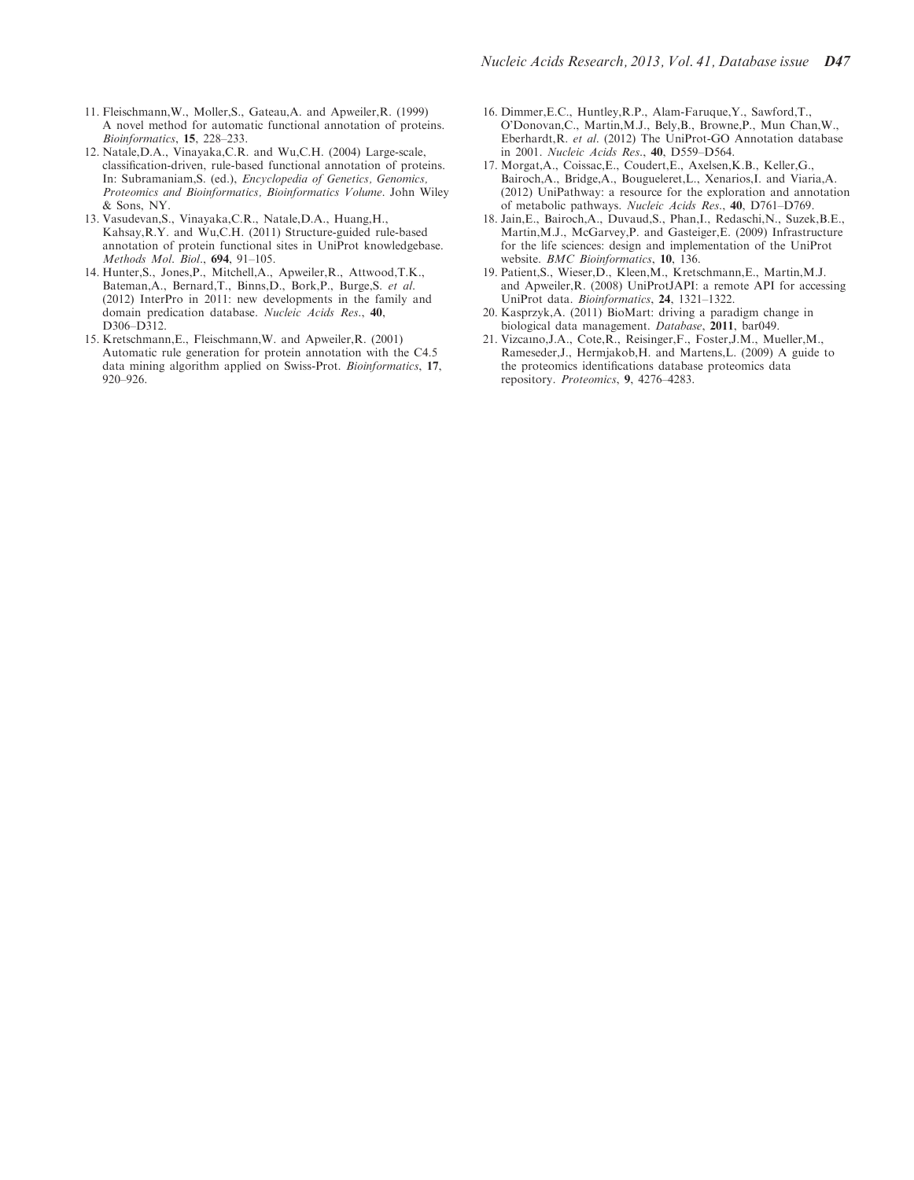11. Fleischmann,W., Moller,S., Gateau,A. and Apweiler,R. (1999) A novel method for automatic functional annotation of proteins. *Bioinformatics*, **15**, 228–233.
12. Natale,D.A., Vinayaka,C.R. and Wu,C.H. (2004) Large-scale, classification-driven, rule-based functional annotation of proteins. In: Subramaniam,S. (ed.), *Encyclopedia of Genetics, Genomics, Proteomics and Bioinformatics, Bioinformatics Volume*. John Wiley & Sons, NY.
13. Vasudevan,S., Vinayaka,C.R., Natale,D.A., Huang,H., Kahsay,R.Y. and Wu,C.H. (2011) Structure-guided rule-based annotation of protein functional sites in UniProt knowledgebase. *Methods Mol. Biol.*, **694**, 91–105.
14. Hunter,S., Jones,P., Mitchell,A., Apweiler,R., Attwood,T.K., Bateman,A., Bernard,T., Binns,D., Bork,P., Burge,S. *et al.* (2012) InterPro in 2011: new developments in the family and domain predication database. *Nucleic Acids Res.*, **40**, D306–D312.
15. Kretschmann,E., Fleischmann,W. and Apweiler,R. (2001) Automatic rule generation for protein annotation with the C4.5 data mining algorithm applied on Swiss-Prot. *Bioinformatics*, **17**, 920–926.
16. Dimmer,E.C., Huntley,R.P., Alam-Faruque,Y., Sawford,T., O'Donovan,C., Martin,M.J., Bely,B., Browne,P., Mun Chan,W., Eberhardt,R. *et al.* (2012) The UniProt-GO Annotation database in 2001. *Nucleic Acids Res.*, **40**, D559–D564.
17. Morgat,A., Coissac,E., Coudert,E., Axelsen,K.B., Keller,G., Bairoch,A., Bridge,A., Bougueleret,L., Xenarios,I. and Viaria,A. (2012) UniPathway: a resource for the exploration and annotation of metabolic pathways. *Nucleic Acids Res.*, **40**, D761–D769.
18. Jain,E., Bairoch,A., Duvaud,S., Phan,I., Redaschi,N., Suzek,B.E., Martin,M.J., McGarvey,P. and Gasteiger,E. (2009) Infrastructure for the life sciences: design and implementation of the UniProt website. *BMC Bioinformatics*, **10**, 136.
19. Patient,S., Wieser,D., Kleen,M., Kretschmann,E., Martin,M.J. and Apweiler,R. (2008) UniProtJAPI: a remote API for accessing UniProt data. *Bioinformatics*, **24**, 1321–1322.
20. Kasprzyk,A. (2011) BioMart: driving a paradigm change in biological data management. *Database*, **2011**, bar049.
21. Vizcaino,J.A., Cote,R., Reisinger,F., Foster,J.M., Mueller,M., Rameseder,J., Hermjakob,H. and Martens,L. (2009) A guide to the proteomics identifications database proteomics data repository. *Proteomics*, **9**, 4276–4283.